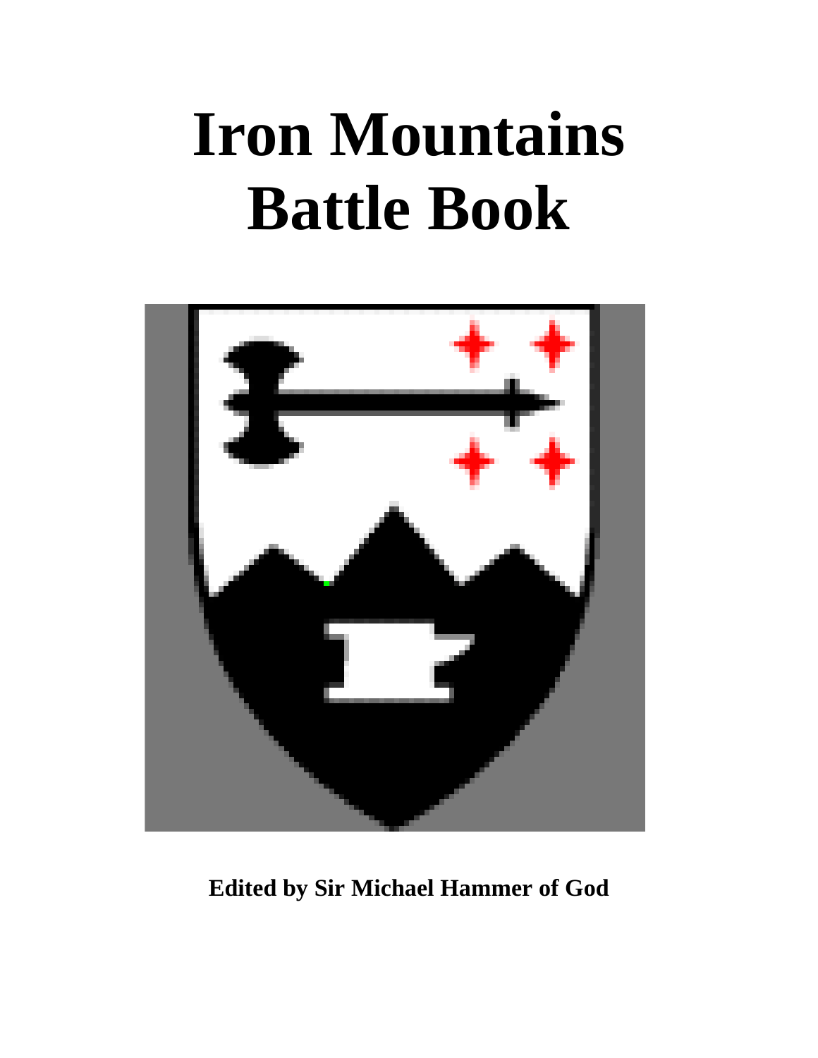# Iron Mountains Battle Book

**Edited by Sir Michael Hammer of God**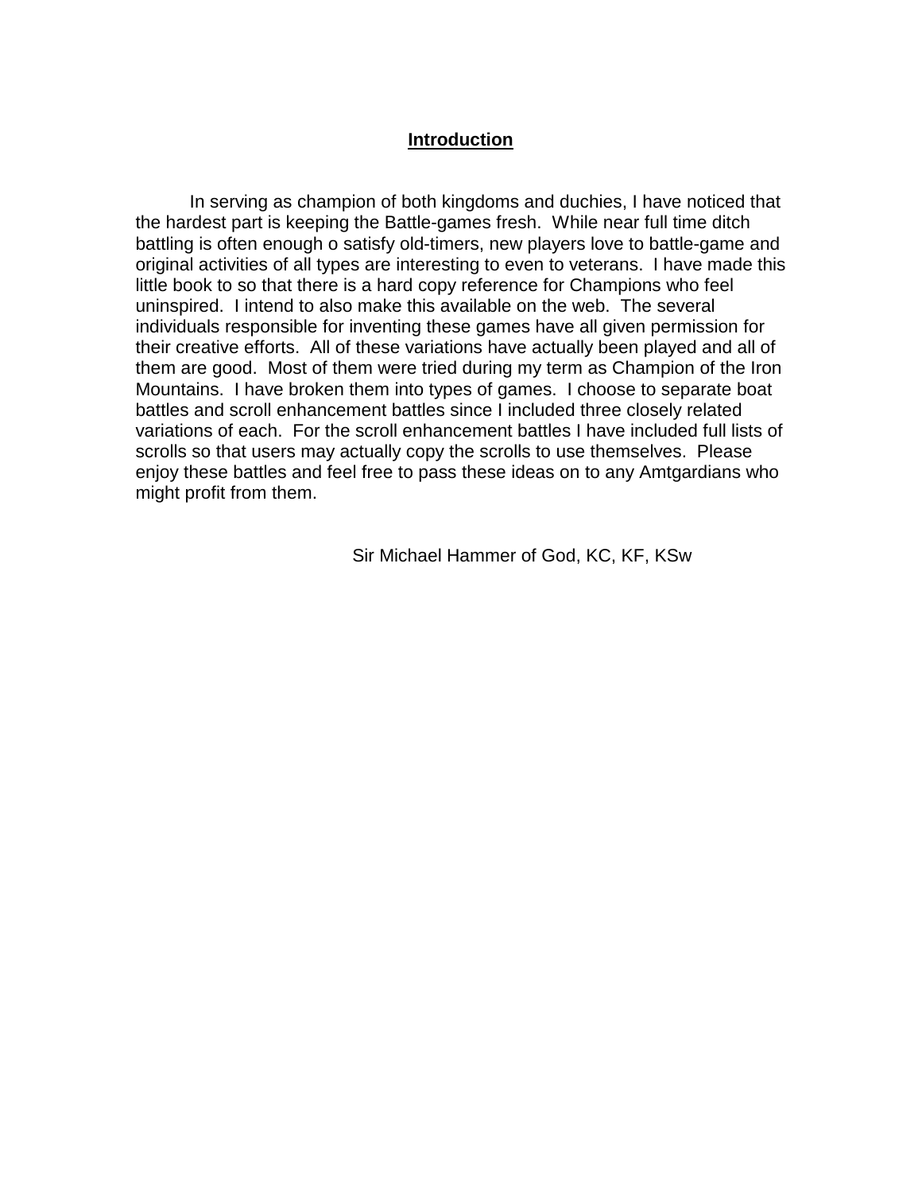## Introduction

In serving as champion of both kingdoms and duchies, I have noticed that the hardest part is keeping the Battle-games fresh. While near full time ditch battling is often enough o satisfy old-timers, new players love to battle-game and original activities of all types are interesting to even to veterans. I have made this little book to so that there is a hard copy reference for Champions who feel uninspired. I intend to also make this available on the web. The several individuals responsible for inventing these games have all given permission for their creative efforts. All of these variations have actually been played and all of them are good. Most of them were tried during my term as Champion of the Iron Mountains. I have broken them into types of games. I choose to separate boat battles and scroll enhancement battles since I included three closely related variations of each. For the scroll enhancement battles I have included full lists of scrolls so that users may actually copy the scrolls to use themselves. Please enjoy these battles and feel free to pass these ideas on to any Amtgardians who might profit from them.

Sir Michael Hammer of God, KC, KF, KSw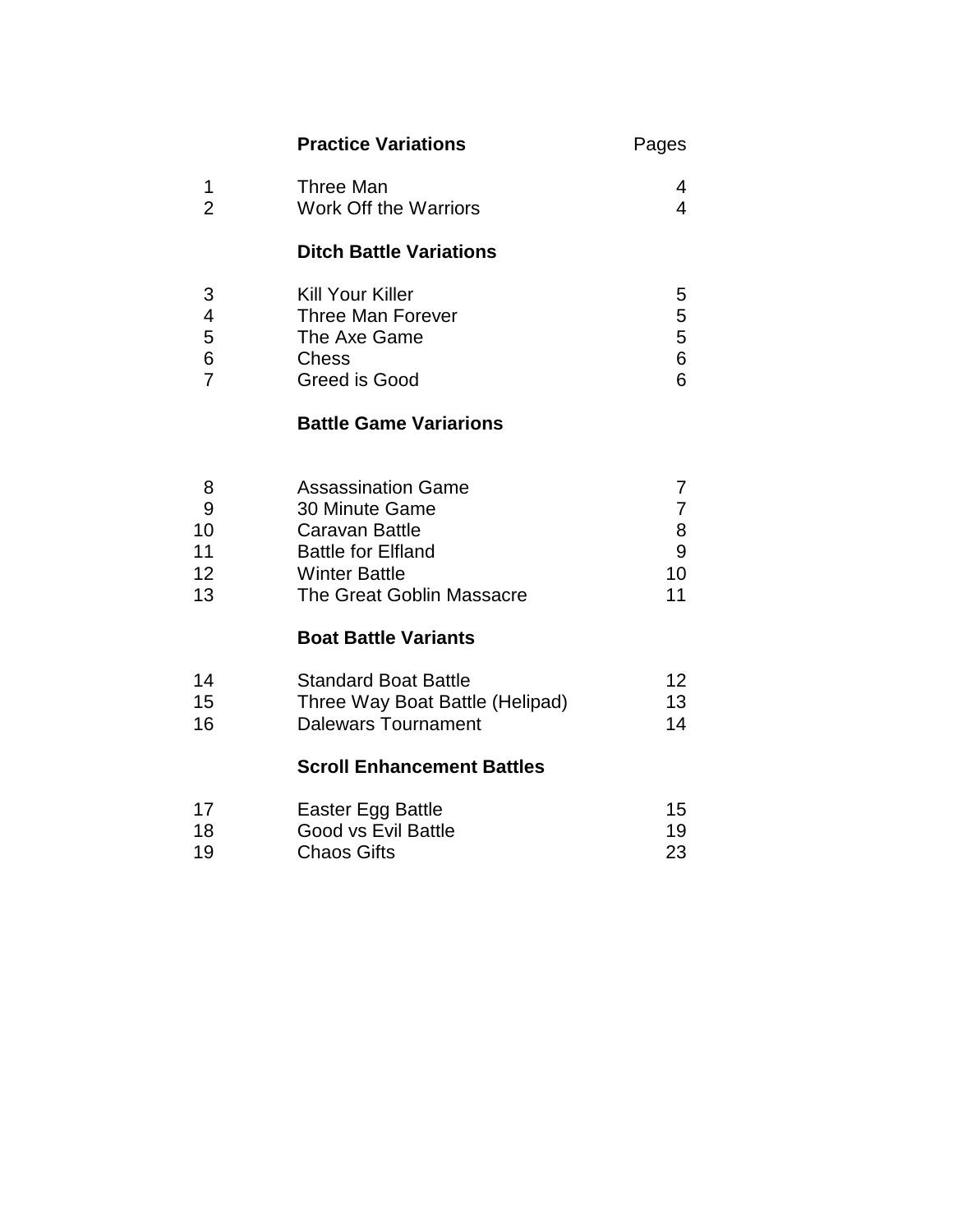| | **Practice Variations** | Pages |
|---|---|---|
| 1 | Three Man | 4 |
| 2 | Work Off the Warriors | 4 |
| | **Ditch Battle Variations** | |
| 3 | Kill Your Killer | 5 |
| 4 | Three Man Forever | 5 |
| 5 | The Axe Game | 5 |
| 6 | Chess | 6 |
| 7 | Greed is Good | 6 |
| | **Battle Game Variarions** | |
| 8 | Assassination Game | 7 |
| 9 | 30 Minute Game | 7 |
| 10 | Caravan Battle | 8 |
| 11 | Battle for Elfland | 9 |
| 12 | Winter Battle | 10 |
| 13 | The Great Goblin Massacre | 11 |
| | **Boat Battle Variants** | |
| 14 | Standard Boat Battle | 12 |
| 15 | Three Way Boat Battle (Helipad) | 13 |
| 16 | Dalewars Tournament | 14 |
| | **Scroll Enhancement Battles** | |
| 17 | Easter Egg Battle | 15 |
| 18 | Good vs Evil Battle | 19 |
| 19 | Chaos Gifts | 23 |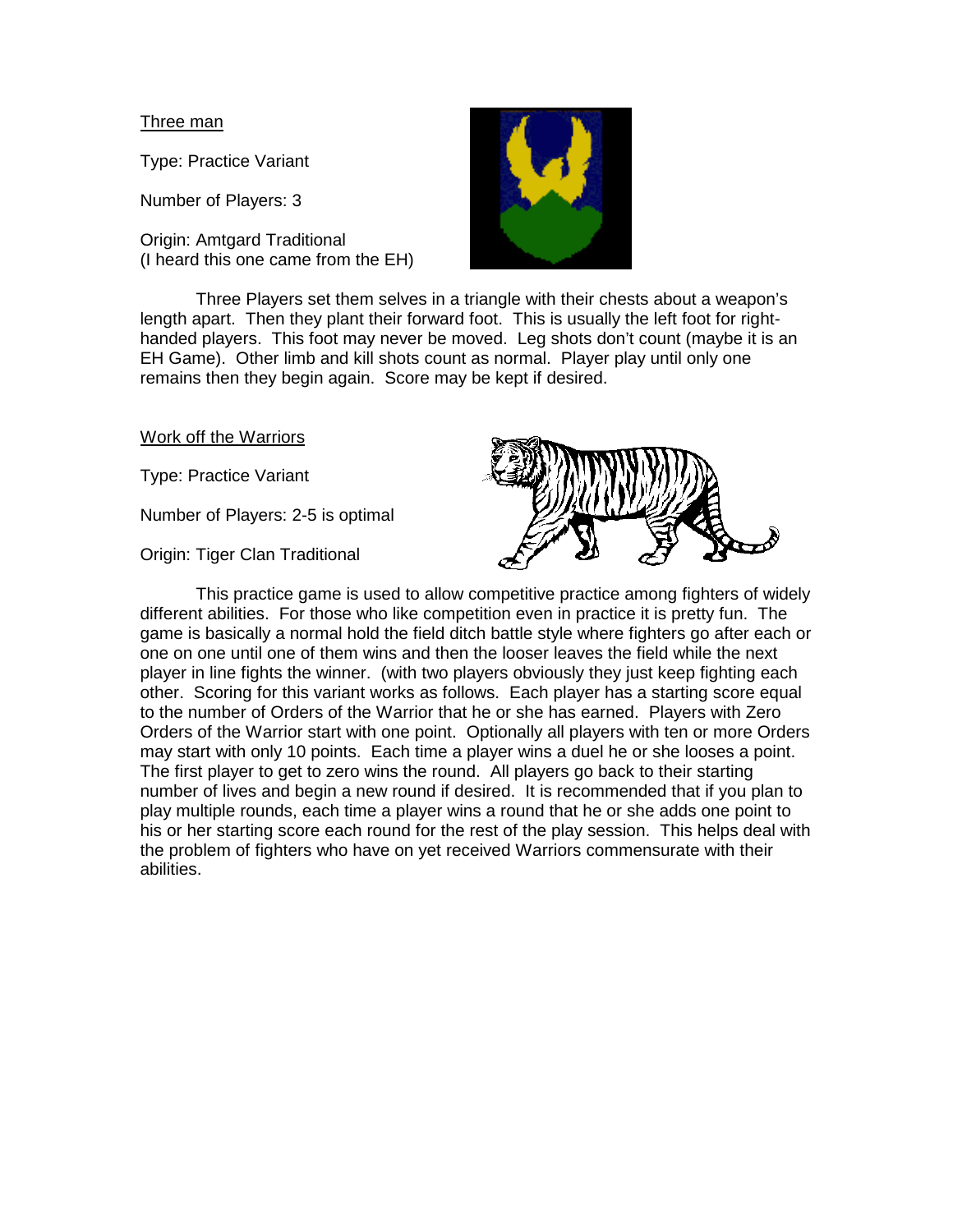<u>Three man</u>

Type: Practice Variant

Number of Players: 3

Origin: Amtgard Traditional
(I heard this one came from the EH)

Three Players set them selves in a triangle with their chests about a weapon's length apart. Then they plant their forward foot. This is usually the left foot for right-handed players. This foot may never be moved. Leg shots don't count (maybe it is an EH Game). Other limb and kill shots count as normal. Player play until only one remains then they begin again. Score may be kept if desired.

<u>Work off the Warriors</u>

Type: Practice Variant

Number of Players: 2-5 is optimal

Origin: Tiger Clan Traditional

This practice game is used to allow competitive practice among fighters of widely different abilities. For those who like competition even in practice it is pretty fun. The game is basically a normal hold the field ditch battle style where fighters go after each or one on one until one of them wins and then the looser leaves the field while the next player in line fights the winner. (with two players obviously they just keep fighting each other. Scoring for this variant works as follows. Each player has a starting score equal to the number of Orders of the Warrior that he or she has earned. Players with Zero Orders of the Warrior start with one point. Optionally all players with ten or more Orders may start with only 10 points. Each time a player wins a duel he or she looses a point. The first player to get to zero wins the round. All players go back to their starting number of lives and begin a new round if desired. It is recommended that if you plan to play multiple rounds, each time a player wins a round that he or she adds one point to his or her starting score each round for the rest of the play session. This helps deal with the problem of fighters who have on yet received Warriors commensurate with their abilities.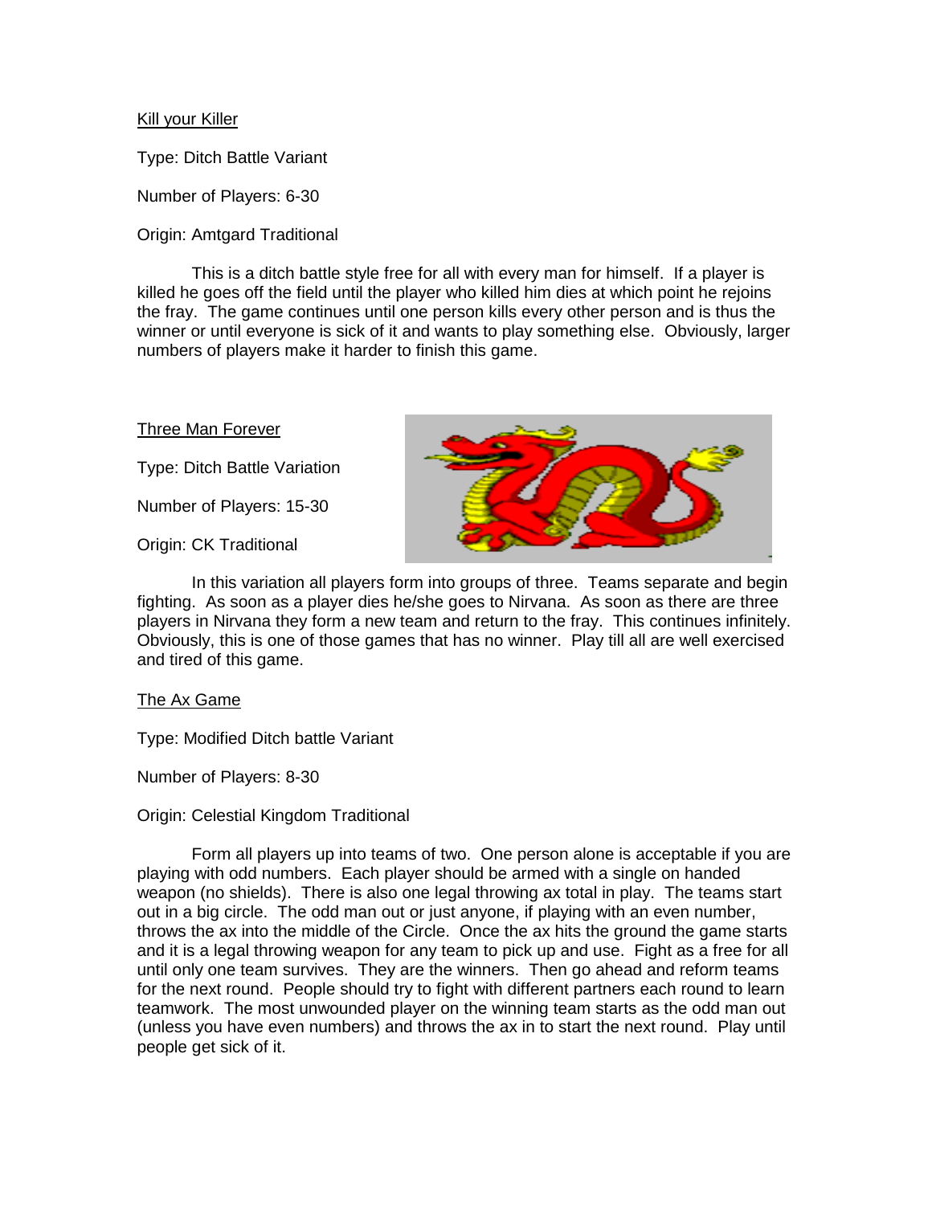Kill your Killer

Type: Ditch Battle Variant

Number of Players: 6-30

Origin: Amtgard Traditional

This is a ditch battle style free for all with every man for himself. If a player is killed he goes off the field until the player who killed him dies at which point he rejoins the fray. The game continues until one person kills every other person and is thus the winner or until everyone is sick of it and wants to play something else. Obviously, larger numbers of players make it harder to finish this game.

Three Man Forever

Type: Ditch Battle Variation

Number of Players: 15-30

Origin: CK Traditional

In this variation all players form into groups of three. Teams separate and begin fighting. As soon as a player dies he/she goes to Nirvana. As soon as there are three players in Nirvana they form a new team and return to the fray. This continues infinitely. Obviously, this is one of those games that has no winner. Play till all are well exercised and tired of this game.

The Ax Game

Type: Modified Ditch battle Variant

Number of Players: 8-30

Origin: Celestial Kingdom Traditional

Form all players up into teams of two. One person alone is acceptable if you are playing with odd numbers. Each player should be armed with a single on handed weapon (no shields). There is also one legal throwing ax total in play. The teams start out in a big circle. The odd man out or just anyone, if playing with an even number, throws the ax into the middle of the Circle. Once the ax hits the ground the game starts and it is a legal throwing weapon for any team to pick up and use. Fight as a free for all until only one team survives. They are the winners. Then go ahead and reform teams for the next round. People should try to fight with different partners each round to learn teamwork. The most unwounded player on the winning team starts as the odd man out (unless you have even numbers) and throws the ax in to start the next round. Play until people get sick of it.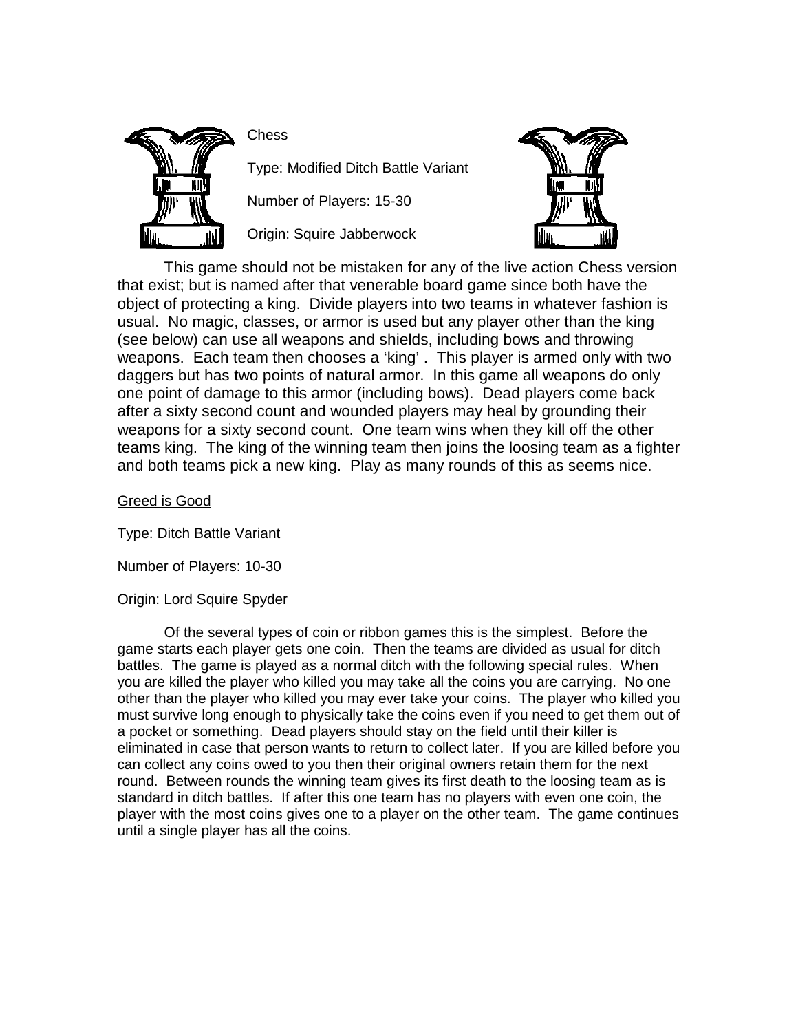## Chess

Type: Modified Ditch Battle Variant

Number of Players: 15-30

Origin: Squire Jabberwock

This game should not be mistaken for any of the live action Chess version that exist; but is named after that venerable board game since both have the object of protecting a king. Divide players into two teams in whatever fashion is usual. No magic, classes, or armor is used but any player other than the king (see below) can use all weapons and shields, including bows and throwing weapons. Each team then chooses a 'king' . This player is armed only with two daggers but has two points of natural armor. In this game all weapons do only one point of damage to this armor (including bows). Dead players come back after a sixty second count and wounded players may heal by grounding their weapons for a sixty second count. One team wins when they kill off the other teams king. The king of the winning team then joins the loosing team as a fighter and both teams pick a new king. Play as many rounds of this as seems nice.

## Greed is Good

Type: Ditch Battle Variant

Number of Players: 10-30

Origin: Lord Squire Spyder

Of the several types of coin or ribbon games this is the simplest. Before the game starts each player gets one coin. Then the teams are divided as usual for ditch battles. The game is played as a normal ditch with the following special rules. When you are killed the player who killed you may take all the coins you are carrying. No one other than the player who killed you may ever take your coins. The player who killed you must survive long enough to physically take the coins even if you need to get them out of a pocket or something. Dead players should stay on the field until their killer is eliminated in case that person wants to return to collect later. If you are killed before you can collect any coins owed to you then their original owners retain them for the next round. Between rounds the winning team gives its first death to the loosing team as is standard in ditch battles. If after this one team has no players with even one coin, the player with the most coins gives one to a player on the other team. The game continues until a single player has all the coins.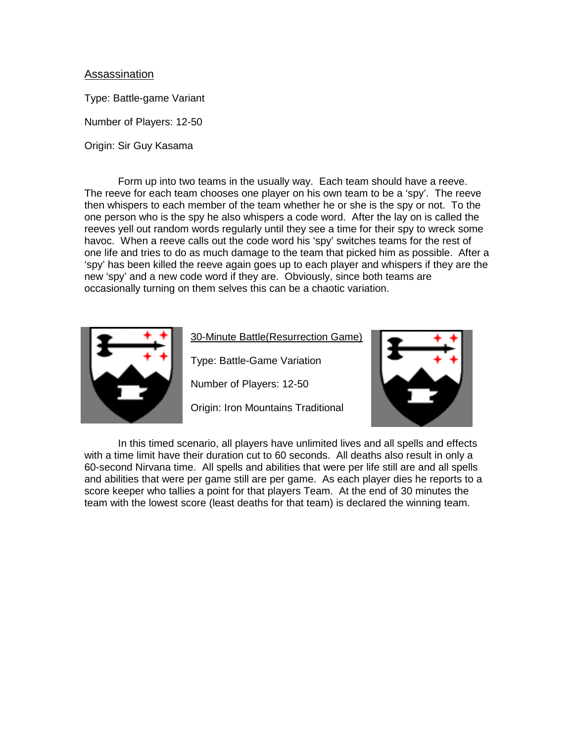## Assassination

Type: Battle-game Variant

Number of Players: 12-50

Origin: Sir Guy Kasama

Form up into two teams in the usually way. Each team should have a reeve. The reeve for each team chooses one player on his own team to be a 'spy'. The reeve then whispers to each member of the team whether he or she is the spy or not. To the one person who is the spy he also whispers a code word. After the lay on is called the reeves yell out random words regularly until they see a time for their spy to wreck some havoc. When a reeve calls out the code word his 'spy' switches teams for the rest of one life and tries to do as much damage to the team that picked him as possible. After a 'spy' has been killed the reeve again goes up to each player and whispers if they are the new 'spy' and a new code word if they are. Obviously, since both teams are occasionally turning on them selves this can be a chaotic variation.

## 30-Minute Battle(Resurrection Game)

Type: Battle-Game Variation

Number of Players: 12-50

Origin: Iron Mountains Traditional

In this timed scenario, all players have unlimited lives and all spells and effects with a time limit have their duration cut to 60 seconds. All deaths also result in only a 60-second Nirvana time. All spells and abilities that were per life still are and all spells and abilities that were per game still are per game. As each player dies he reports to a score keeper who tallies a point for that players Team. At the end of 30 minutes the team with the lowest score (least deaths for that team) is declared the winning team.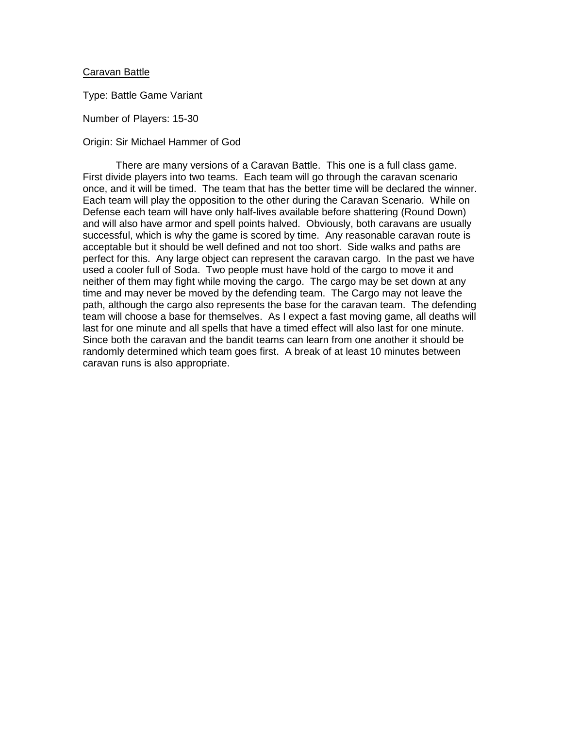<u>Caravan Battle</u>

Type: Battle Game Variant

Number of Players: 15-30

Origin: Sir Michael Hammer of God

There are many versions of a Caravan Battle. This one is a full class game. First divide players into two teams. Each team will go through the caravan scenario once, and it will be timed. The team that has the better time will be declared the winner. Each team will play the opposition to the other during the Caravan Scenario. While on Defense each team will have only half-lives available before shattering (Round Down) and will also have armor and spell points halved. Obviously, both caravans are usually successful, which is why the game is scored by time. Any reasonable caravan route is acceptable but it should be well defined and not too short. Side walks and paths are perfect for this. Any large object can represent the caravan cargo. In the past we have used a cooler full of Soda. Two people must have hold of the cargo to move it and neither of them may fight while moving the cargo. The cargo may be set down at any time and may never be moved by the defending team. The Cargo may not leave the path, although the cargo also represents the base for the caravan team. The defending team will choose a base for themselves. As I expect a fast moving game, all deaths will last for one minute and all spells that have a timed effect will also last for one minute. Since both the caravan and the bandit teams can learn from one another it should be randomly determined which team goes first. A break of at least 10 minutes between caravan runs is also appropriate.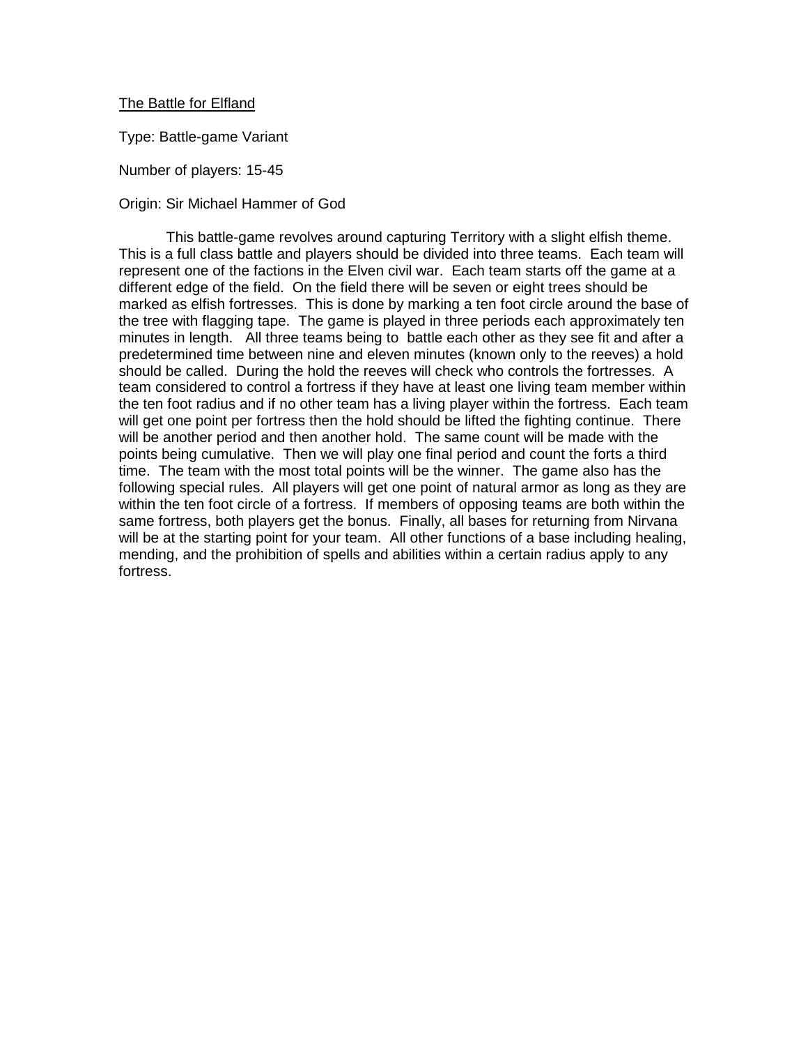<u>The Battle for Elfland</u>

Type: Battle-game Variant

Number of players: 15-45

Origin: Sir Michael Hammer of God

This battle-game revolves around capturing Territory with a slight elfish theme. This is a full class battle and players should be divided into three teams. Each team will represent one of the factions in the Elven civil war. Each team starts off the game at a different edge of the field. On the field there will be seven or eight trees should be marked as elfish fortresses. This is done by marking a ten foot circle around the base of the tree with flagging tape. The game is played in three periods each approximately ten minutes in length. All three teams being to battle each other as they see fit and after a predetermined time between nine and eleven minutes (known only to the reeves) a hold should be called. During the hold the reeves will check who controls the fortresses. A team considered to control a fortress if they have at least one living team member within the ten foot radius and if no other team has a living player within the fortress. Each team will get one point per fortress then the hold should be lifted the fighting continue. There will be another period and then another hold. The same count will be made with the points being cumulative. Then we will play one final period and count the forts a third time. The team with the most total points will be the winner. The game also has the following special rules. All players will get one point of natural armor as long as they are within the ten foot circle of a fortress. If members of opposing teams are both within the same fortress, both players get the bonus. Finally, all bases for returning from Nirvana will be at the starting point for your team. All other functions of a base including healing, mending, and the prohibition of spells and abilities within a certain radius apply to any fortress.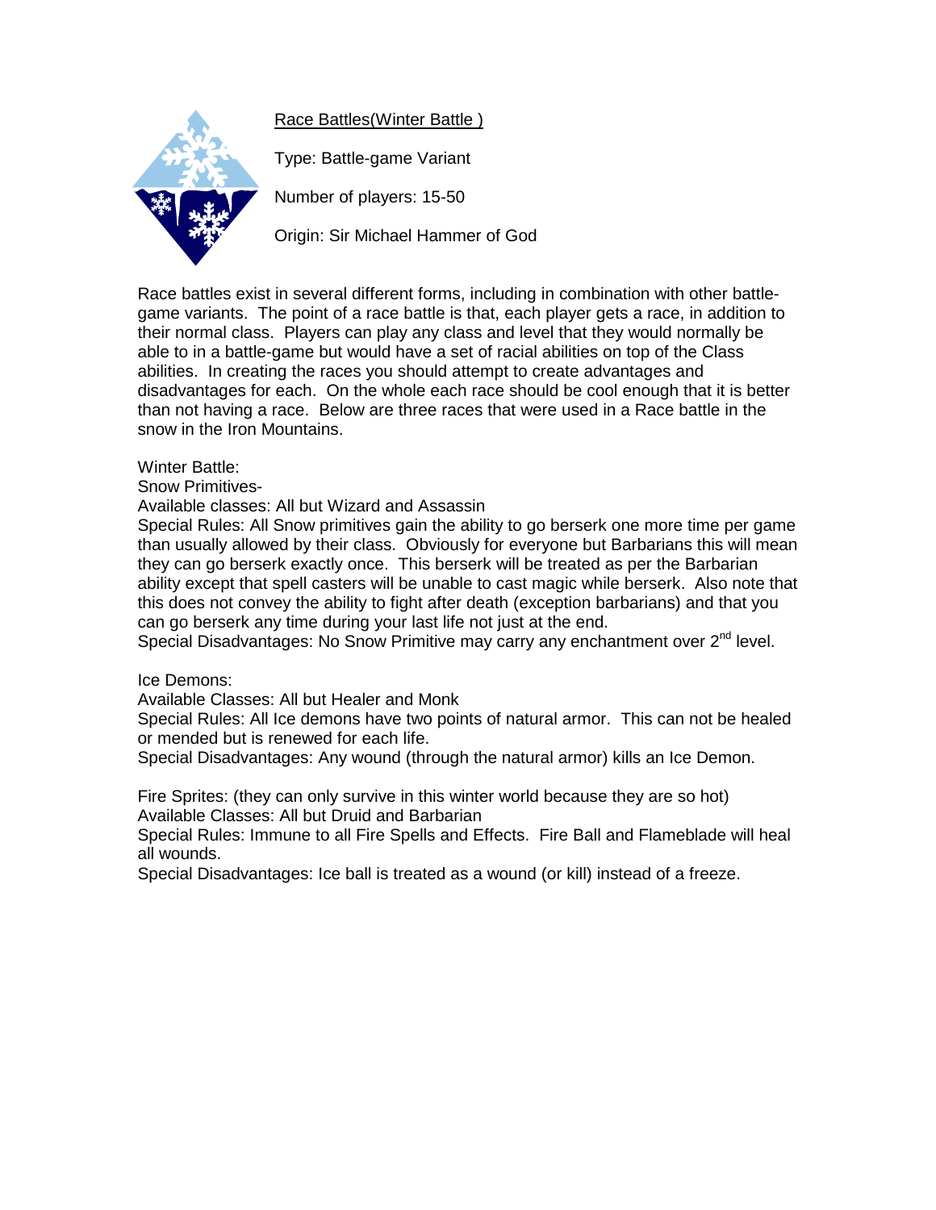## Race Battles(Winter Battle )

Type: Battle-game Variant

Number of players: 15-50

Origin: Sir Michael Hammer of God

Race battles exist in several different forms, including in combination with other battle-game variants. The point of a race battle is that, each player gets a race, in addition to their normal class. Players can play any class and level that they would normally be able to in a battle-game but would have a set of racial abilities on top of the Class abilities. In creating the races you should attempt to create advantages and disadvantages for each. On the whole each race should be cool enough that it is better than not having a race. Below are three races that were used in a Race battle in the snow in the Iron Mountains.

Winter Battle:

Snow Primitives-

Available classes: All but Wizard and Assassin

Special Rules: All Snow primitives gain the ability to go berserk one more time per game than usually allowed by their class. Obviously for everyone but Barbarians this will mean they can go berserk exactly once. This berserk will be treated as per the Barbarian ability except that spell casters will be unable to cast magic while berserk. Also note that this does not convey the ability to fight after death (exception barbarians) and that you can go berserk any time during your last life not just at the end.

Special Disadvantages: No Snow Primitive may carry any enchantment over 2nd level.

Ice Demons:

Available Classes: All but Healer and Monk

Special Rules: All Ice demons have two points of natural armor. This can not be healed or mended but is renewed for each life.

Special Disadvantages: Any wound (through the natural armor) kills an Ice Demon.

Fire Sprites: (they can only survive in this winter world because they are so hot)

Available Classes: All but Druid and Barbarian

Special Rules: Immune to all Fire Spells and Effects. Fire Ball and Flameblade will heal all wounds.

Special Disadvantages: Ice ball is treated as a wound (or kill) instead of a freeze.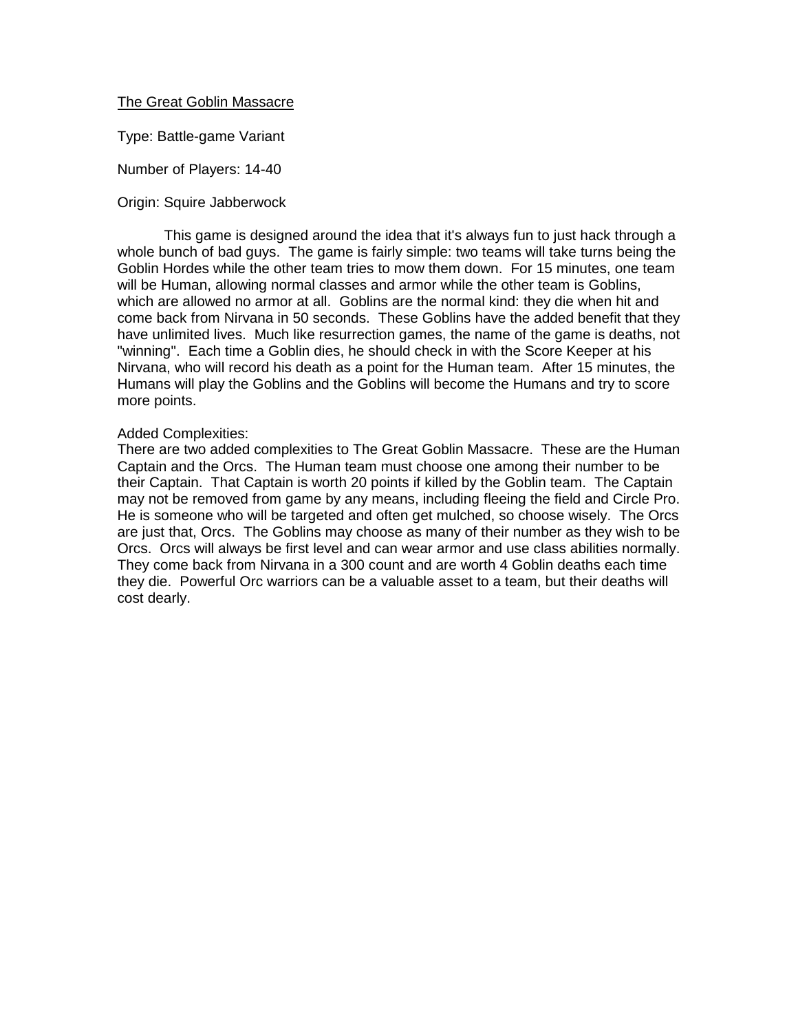## The Great Goblin Massacre

Type: Battle-game Variant

Number of Players: 14-40

Origin: Squire Jabberwock

This game is designed around the idea that it's always fun to just hack through a whole bunch of bad guys. The game is fairly simple: two teams will take turns being the Goblin Hordes while the other team tries to mow them down. For 15 minutes, one team will be Human, allowing normal classes and armor while the other team is Goblins, which are allowed no armor at all. Goblins are the normal kind: they die when hit and come back from Nirvana in 50 seconds. These Goblins have the added benefit that they have unlimited lives. Much like resurrection games, the name of the game is deaths, not "winning". Each time a Goblin dies, he should check in with the Score Keeper at his Nirvana, who will record his death as a point for the Human team. After 15 minutes, the Humans will play the Goblins and the Goblins will become the Humans and try to score more points.

Added Complexities:

There are two added complexities to The Great Goblin Massacre. These are the Human Captain and the Orcs. The Human team must choose one among their number to be their Captain. That Captain is worth 20 points if killed by the Goblin team. The Captain may not be removed from game by any means, including fleeing the field and Circle Pro. He is someone who will be targeted and often get mulched, so choose wisely. The Orcs are just that, Orcs. The Goblins may choose as many of their number as they wish to be Orcs. Orcs will always be first level and can wear armor and use class abilities normally. They come back from Nirvana in a 300 count and are worth 4 Goblin deaths each time they die. Powerful Orc warriors can be a valuable asset to a team, but their deaths will cost dearly.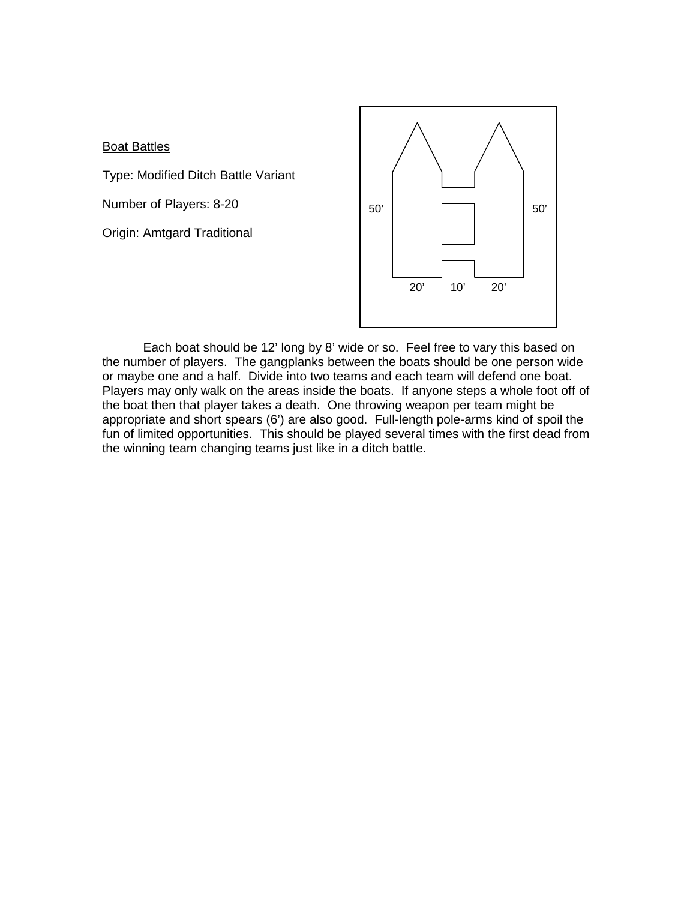Boat Battles

Type: Modified Ditch Battle Variant

Number of Players: 8-20

Origin: Amtgard Traditional

50’ 50’

20’ 10’ 20’

Each boat should be 12’ long by 8’ wide or so. Feel free to vary this based on the number of players. The gangplanks between the boats should be one person wide or maybe one and a half. Divide into two teams and each team will defend one boat. Players may only walk on the areas inside the boats. If anyone steps a whole foot off of the boat then that player takes a death. One throwing weapon per team might be appropriate and short spears (6’) are also good. Full-length pole-arms kind of spoil the fun of limited opportunities. This should be played several times with the first dead from the winning team changing teams just like in a ditch battle.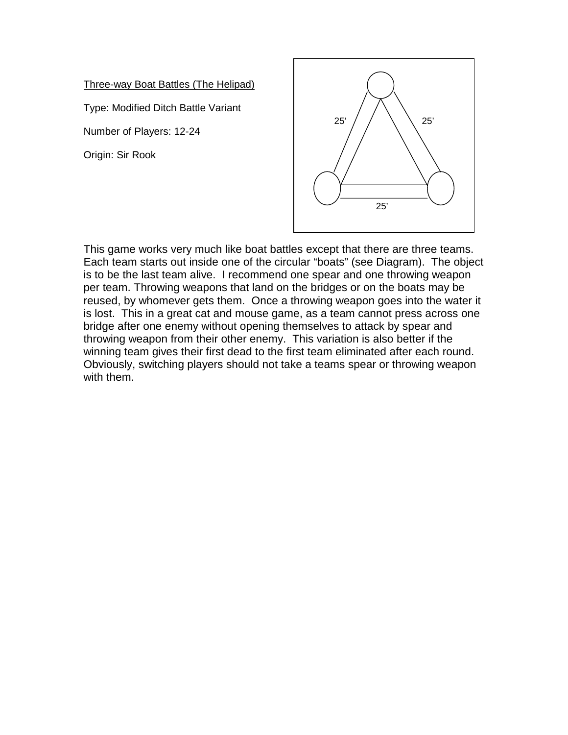Three-way Boat Battles (The Helipad)

Type: Modified Ditch Battle Variant

Number of Players: 12-24

Origin: Sir Rook

25'

25'

25'

This game works very much like boat battles except that there are three teams. Each team starts out inside one of the circular "boats" (see Diagram). The object is to be the last team alive. I recommend one spear and one throwing weapon per team. Throwing weapons that land on the bridges or on the boats may be reused, by whomever gets them. Once a throwing weapon goes into the water it is lost. This in a great cat and mouse game, as a team cannot press across one bridge after one enemy without opening themselves to attack by spear and throwing weapon from their other enemy. This variation is also better if the winning team gives their first dead to the first team eliminated after each round. Obviously, switching players should not take a teams spear or throwing weapon with them.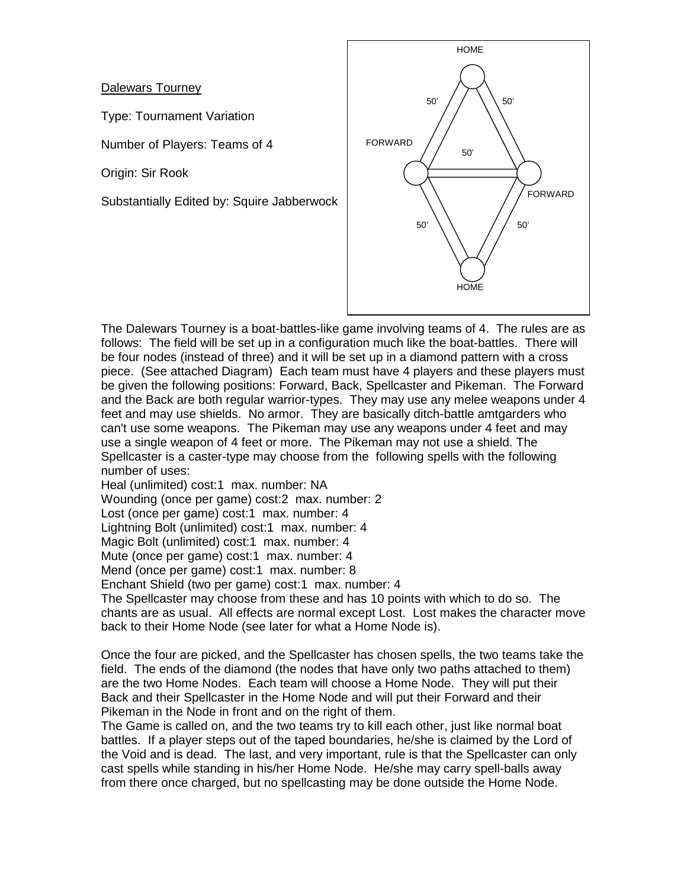Dalewars Tourney

Type: Tournament Variation

Number of Players: Teams of 4

Origin: Sir Rook

Substantially Edited by: Squire Jabberwock

HOME

50' 50'

FORWARD

50'

FORWARD

50' 50'

HOME

The Dalewars Tourney is a boat-battles-like game involving teams of 4. The rules are as follows: The field will be set up in a configuration much like the boat-battles. There will be four nodes (instead of three) and it will be set up in a diamond pattern with a cross piece. (See attached Diagram) Each team must have 4 players and these players must be given the following positions: Forward, Back, Spellcaster and Pikeman. The Forward and the Back are both regular warrior-types. They may use any melee weapons under 4 feet and may use shields. No armor. They are basically ditch-battle amtgarders who can't use some weapons. The Pikeman may use any weapons under 4 feet and may use a single weapon of 4 feet or more. The Pikeman may not use a shield. The Spellcaster is a caster-type may choose from the following spells with the following number of uses:

Heal (unlimited) cost:1 max. number: NA
Wounding (once per game) cost:2 max. number: 2
Lost (once per game) cost:1 max. number: 4
Lightning Bolt (unlimited) cost:1 max. number: 4
Magic Bolt (unlimited) cost:1 max. number: 4
Mute (once per game) cost:1 max. number: 4
Mend (once per game) cost:1 max. number: 8
Enchant Shield (two per game) cost:1 max. number: 4

The Spellcaster may choose from these and has 10 points with which to do so. The chants are as usual. All effects are normal except Lost. Lost makes the character move back to their Home Node (see later for what a Home Node is).

Once the four are picked, and the Spellcaster has chosen spells, the two teams take the field. The ends of the diamond (the nodes that have only two paths attached to them) are the two Home Nodes. Each team will choose a Home Node. They will put their Back and their Spellcaster in the Home Node and will put their Forward and their Pikeman in the Node in front and on the right of them.

The Game is called on, and the two teams try to kill each other, just like normal boat battles. If a player steps out of the taped boundaries, he/she is claimed by the Lord of the Void and is dead. The last, and very important, rule is that the Spellcaster can only cast spells while standing in his/her Home Node. He/she may carry spell-balls away from there once charged, but no spellcasting may be done outside the Home Node.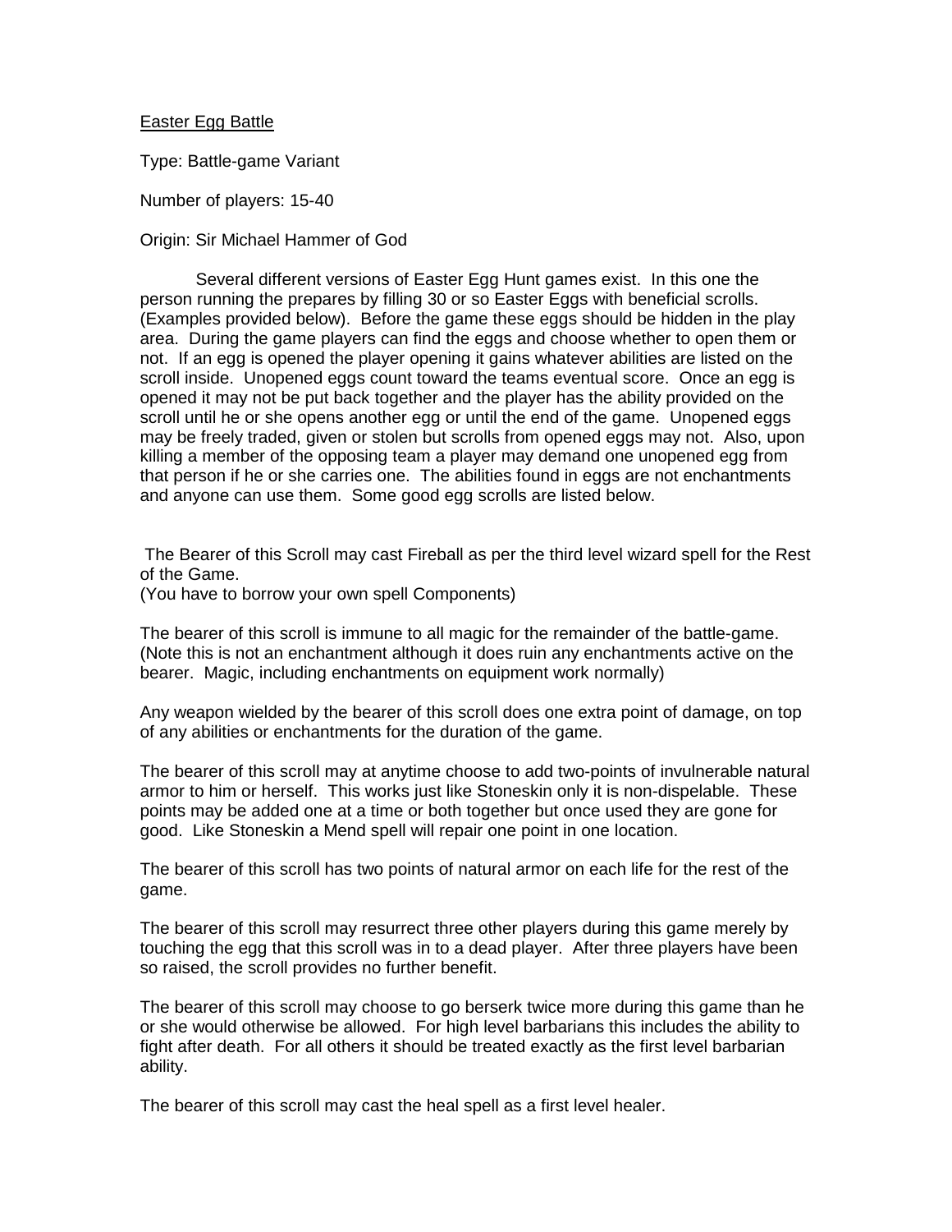Easter Egg Battle

Type: Battle-game Variant

Number of players: 15-40

Origin: Sir Michael Hammer of God

Several different versions of Easter Egg Hunt games exist. In this one the person running the prepares by filling 30 or so Easter Eggs with beneficial scrolls. (Examples provided below). Before the game these eggs should be hidden in the play area. During the game players can find the eggs and choose whether to open them or not. If an egg is opened the player opening it gains whatever abilities are listed on the scroll inside. Unopened eggs count toward the teams eventual score. Once an egg is opened it may not be put back together and the player has the ability provided on the scroll until he or she opens another egg or until the end of the game. Unopened eggs may be freely traded, given or stolen but scrolls from opened eggs may not. Also, upon killing a member of the opposing team a player may demand one unopened egg from that person if he or she carries one. The abilities found in eggs are not enchantments and anyone can use them. Some good egg scrolls are listed below.

The Bearer of this Scroll may cast Fireball as per the third level wizard spell for the Rest of the Game.
(You have to borrow your own spell Components)

The bearer of this scroll is immune to all magic for the remainder of the battle-game. (Note this is not an enchantment although it does ruin any enchantments active on the bearer. Magic, including enchantments on equipment work normally)

Any weapon wielded by the bearer of this scroll does one extra point of damage, on top of any abilities or enchantments for the duration of the game.

The bearer of this scroll may at anytime choose to add two-points of invulnerable natural armor to him or herself. This works just like Stoneskin only it is non-dispelable. These points may be added one at a time or both together but once used they are gone for good. Like Stoneskin a Mend spell will repair one point in one location.

The bearer of this scroll has two points of natural armor on each life for the rest of the game.

The bearer of this scroll may resurrect three other players during this game merely by touching the egg that this scroll was in to a dead player. After three players have been so raised, the scroll provides no further benefit.

The bearer of this scroll may choose to go berserk twice more during this game than he or she would otherwise be allowed. For high level barbarians this includes the ability to fight after death. For all others it should be treated exactly as the first level barbarian ability.

The bearer of this scroll may cast the heal spell as a first level healer.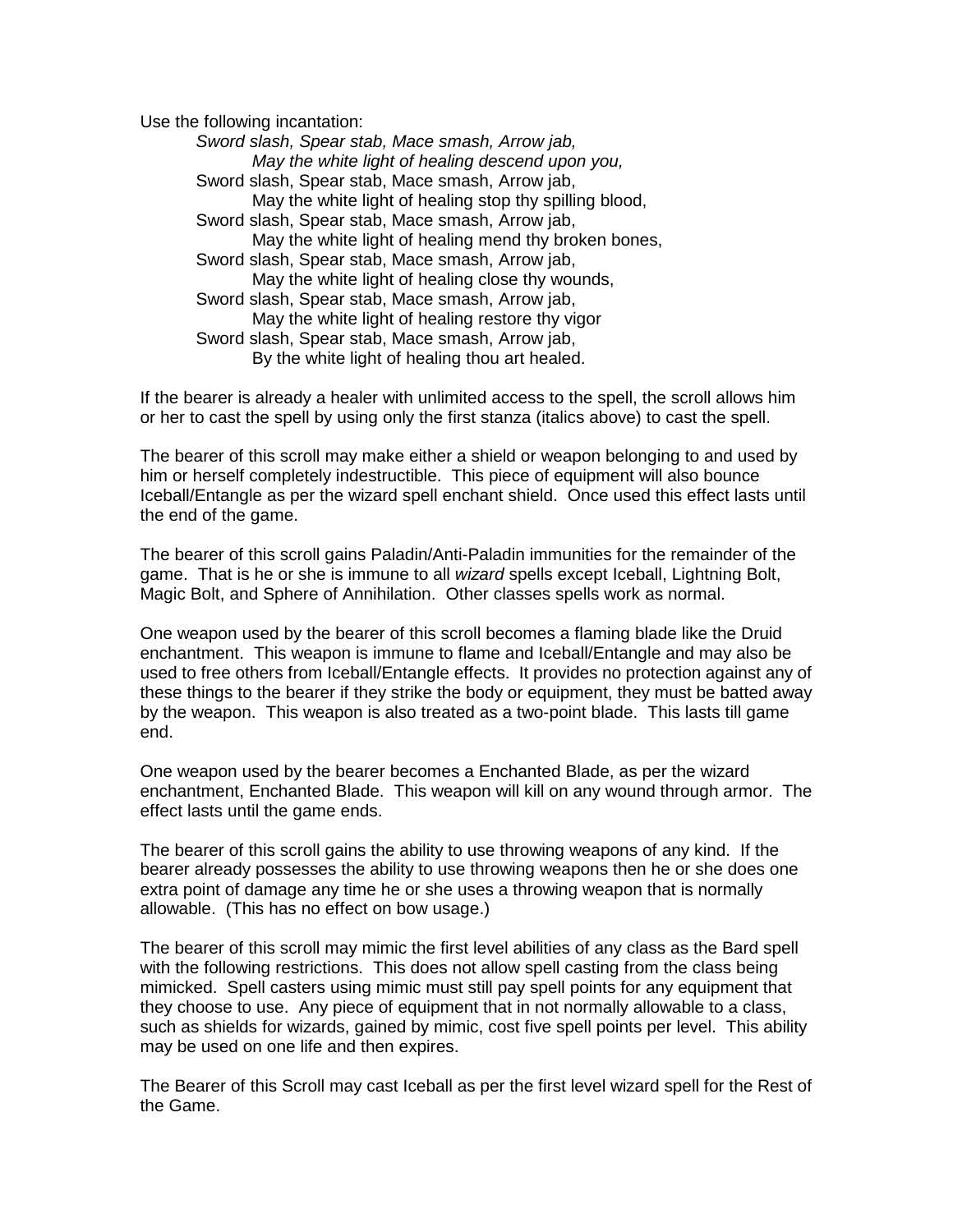Use the following incantation:

> *Sword slash, Spear stab, Mace smash, Arrow jab,*
> *May the white light of healing descend upon you,*
> Sword slash, Spear stab, Mace smash, Arrow jab,
> May the white light of healing stop thy spilling blood,
> Sword slash, Spear stab, Mace smash, Arrow jab,
> May the white light of healing mend thy broken bones,
> Sword slash, Spear stab, Mace smash, Arrow jab,
> May the white light of healing close thy wounds,
> Sword slash, Spear stab, Mace smash, Arrow jab,
> May the white light of healing restore thy vigor
> Sword slash, Spear stab, Mace smash, Arrow jab,
> By the white light of healing thou art healed.

If the bearer is already a healer with unlimited access to the spell, the scroll allows him or her to cast the spell by using only the first stanza (italics above) to cast the spell.

The bearer of this scroll may make either a shield or weapon belonging to and used by him or herself completely indestructible. This piece of equipment will also bounce Iceball/Entangle as per the wizard spell enchant shield. Once used this effect lasts until the end of the game.

The bearer of this scroll gains Paladin/Anti-Paladin immunities for the remainder of the game. That is he or she is immune to all *wizard* spells except Iceball, Lightning Bolt, Magic Bolt, and Sphere of Annihilation. Other classes spells work as normal.

One weapon used by the bearer of this scroll becomes a flaming blade like the Druid enchantment. This weapon is immune to flame and Iceball/Entangle and may also be used to free others from Iceball/Entangle effects. It provides no protection against any of these things to the bearer if they strike the body or equipment, they must be batted away by the weapon. This weapon is also treated as a two-point blade. This lasts till game end.

One weapon used by the bearer becomes a Enchanted Blade, as per the wizard enchantment, Enchanted Blade. This weapon will kill on any wound through armor. The effect lasts until the game ends.

The bearer of this scroll gains the ability to use throwing weapons of any kind. If the bearer already possesses the ability to use throwing weapons then he or she does one extra point of damage any time he or she uses a throwing weapon that is normally allowable. (This has no effect on bow usage.)

The bearer of this scroll may mimic the first level abilities of any class as the Bard spell with the following restrictions. This does not allow spell casting from the class being mimicked. Spell casters using mimic must still pay spell points for any equipment that they choose to use. Any piece of equipment that in not normally allowable to a class, such as shields for wizards, gained by mimic, cost five spell points per level. This ability may be used on one life and then expires.

The Bearer of this Scroll may cast Iceball as per the first level wizard spell for the Rest of the Game.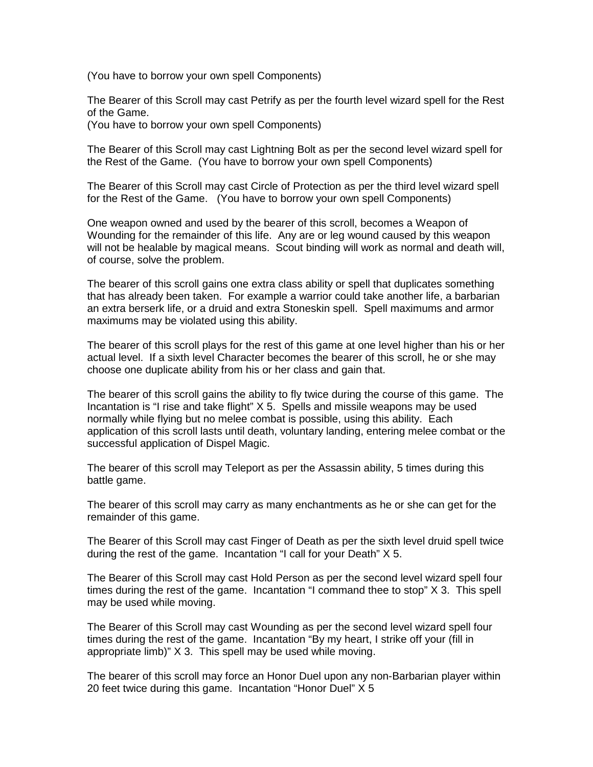(You have to borrow your own spell Components)

The Bearer of this Scroll may cast Petrify as per the fourth level wizard spell for the Rest of the Game.
(You have to borrow your own spell Components)

The Bearer of this Scroll may cast Lightning Bolt as per the second level wizard spell for the Rest of the Game. (You have to borrow your own spell Components)

The Bearer of this Scroll may cast Circle of Protection as per the third level wizard spell for the Rest of the Game. (You have to borrow your own spell Components)

One weapon owned and used by the bearer of this scroll, becomes a Weapon of Wounding for the remainder of this life. Any are or leg wound caused by this weapon will not be healable by magical means. Scout binding will work as normal and death will, of course, solve the problem.

The bearer of this scroll gains one extra class ability or spell that duplicates something that has already been taken. For example a warrior could take another life, a barbarian an extra berserk life, or a druid and extra Stoneskin spell. Spell maximums and armor maximums may be violated using this ability.

The bearer of this scroll plays for the rest of this game at one level higher than his or her actual level. If a sixth level Character becomes the bearer of this scroll, he or she may choose one duplicate ability from his or her class and gain that.

The bearer of this scroll gains the ability to fly twice during the course of this game. The Incantation is "I rise and take flight" X 5. Spells and missile weapons may be used normally while flying but no melee combat is possible, using this ability. Each application of this scroll lasts until death, voluntary landing, entering melee combat or the successful application of Dispel Magic.

The bearer of this scroll may Teleport as per the Assassin ability, 5 times during this battle game.

The bearer of this scroll may carry as many enchantments as he or she can get for the remainder of this game.

The Bearer of this Scroll may cast Finger of Death as per the sixth level druid spell twice during the rest of the game. Incantation "I call for your Death" X 5.

The Bearer of this Scroll may cast Hold Person as per the second level wizard spell four times during the rest of the game. Incantation "I command thee to stop" X 3. This spell may be used while moving.

The Bearer of this Scroll may cast Wounding as per the second level wizard spell four times during the rest of the game. Incantation "By my heart, I strike off your (fill in appropriate limb)" X 3. This spell may be used while moving.

The bearer of this scroll may force an Honor Duel upon any non-Barbarian player within 20 feet twice during this game. Incantation "Honor Duel" X 5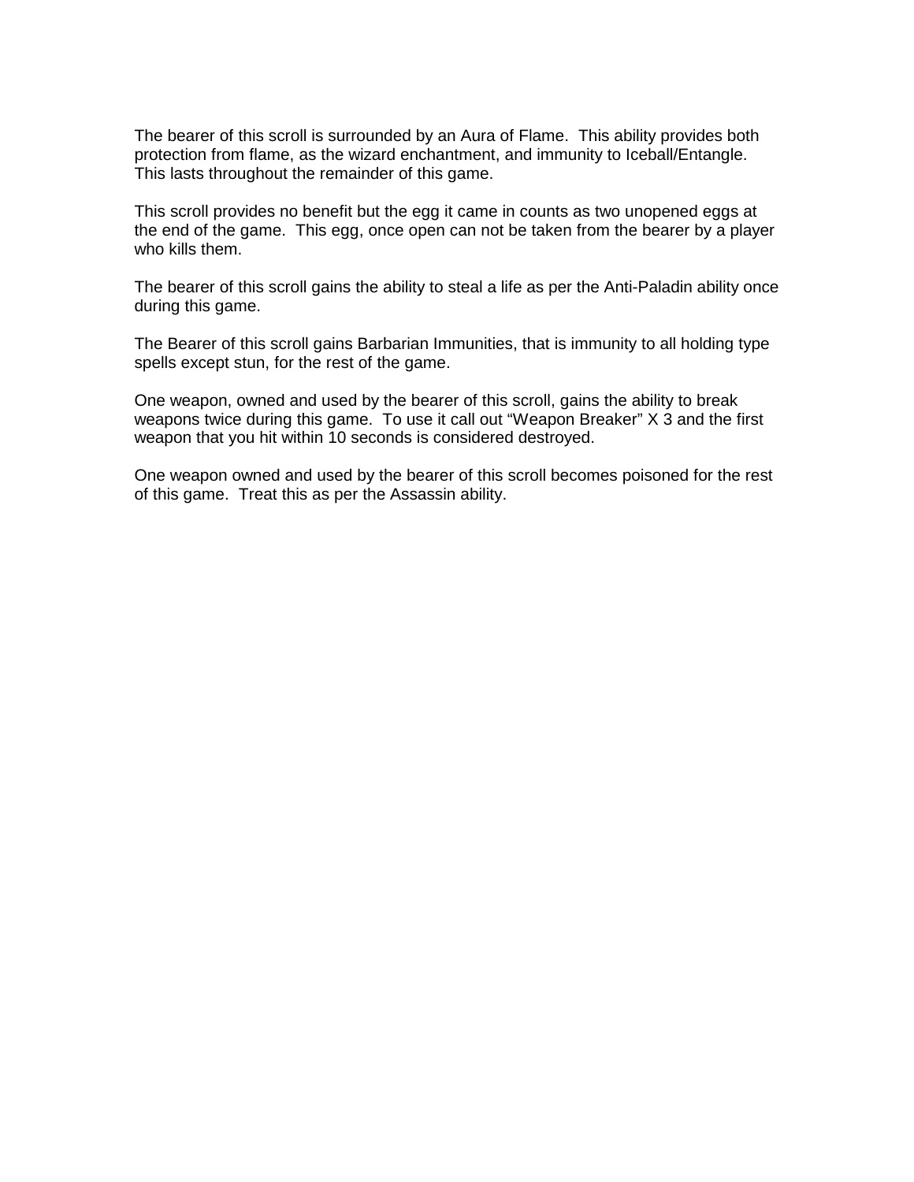The bearer of this scroll is surrounded by an Aura of Flame. This ability provides both protection from flame, as the wizard enchantment, and immunity to Iceball/Entangle. This lasts throughout the remainder of this game.

This scroll provides no benefit but the egg it came in counts as two unopened eggs at the end of the game. This egg, once open can not be taken from the bearer by a player who kills them.

The bearer of this scroll gains the ability to steal a life as per the Anti-Paladin ability once during this game.

The Bearer of this scroll gains Barbarian Immunities, that is immunity to all holding type spells except stun, for the rest of the game.

One weapon, owned and used by the bearer of this scroll, gains the ability to break weapons twice during this game. To use it call out "Weapon Breaker" X 3 and the first weapon that you hit within 10 seconds is considered destroyed.

One weapon owned and used by the bearer of this scroll becomes poisoned for the rest of this game. Treat this as per the Assassin ability.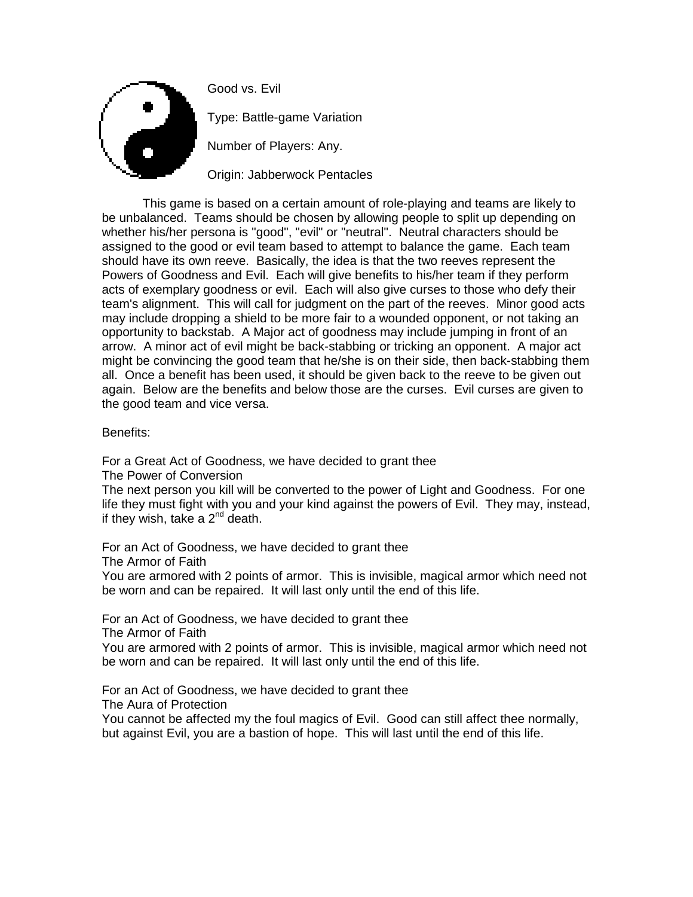# Good vs. Evil

Type: Battle-game Variation

Number of Players: Any.

Origin: Jabberwock Pentacles

This game is based on a certain amount of role-playing and teams are likely to be unbalanced. Teams should be chosen by allowing people to split up depending on whether his/her persona is "good", "evil" or "neutral". Neutral characters should be assigned to the good or evil team based to attempt to balance the game. Each team should have its own reeve. Basically, the idea is that the two reeves represent the Powers of Goodness and Evil. Each will give benefits to his/her team if they perform acts of exemplary goodness or evil. Each will also give curses to those who defy their team's alignment. This will call for judgment on the part of the reeves. Minor good acts may include dropping a shield to be more fair to a wounded opponent, or not taking an opportunity to backstab. A Major act of goodness may include jumping in front of an arrow. A minor act of evil might be back-stabbing or tricking an opponent. A major act might be convincing the good team that he/she is on their side, then back-stabbing them all. Once a benefit has been used, it should be given back to the reeve to be given out again. Below are the benefits and below those are the curses. Evil curses are given to the good team and vice versa.

Benefits:

For a Great Act of Goodness, we have decided to grant thee
The Power of Conversion
The next person you kill will be converted to the power of Light and Goodness. For one life they must fight with you and your kind against the powers of Evil. They may, instead, if they wish, take a 2nd death.

For an Act of Goodness, we have decided to grant thee
The Armor of Faith
You are armored with 2 points of armor. This is invisible, magical armor which need not be worn and can be repaired. It will last only until the end of this life.

For an Act of Goodness, we have decided to grant thee
The Armor of Faith
You are armored with 2 points of armor. This is invisible, magical armor which need not be worn and can be repaired. It will last only until the end of this life.

For an Act of Goodness, we have decided to grant thee
The Aura of Protection
You cannot be affected my the foul magics of Evil. Good can still affect thee normally, but against Evil, you are a bastion of hope. This will last until the end of this life.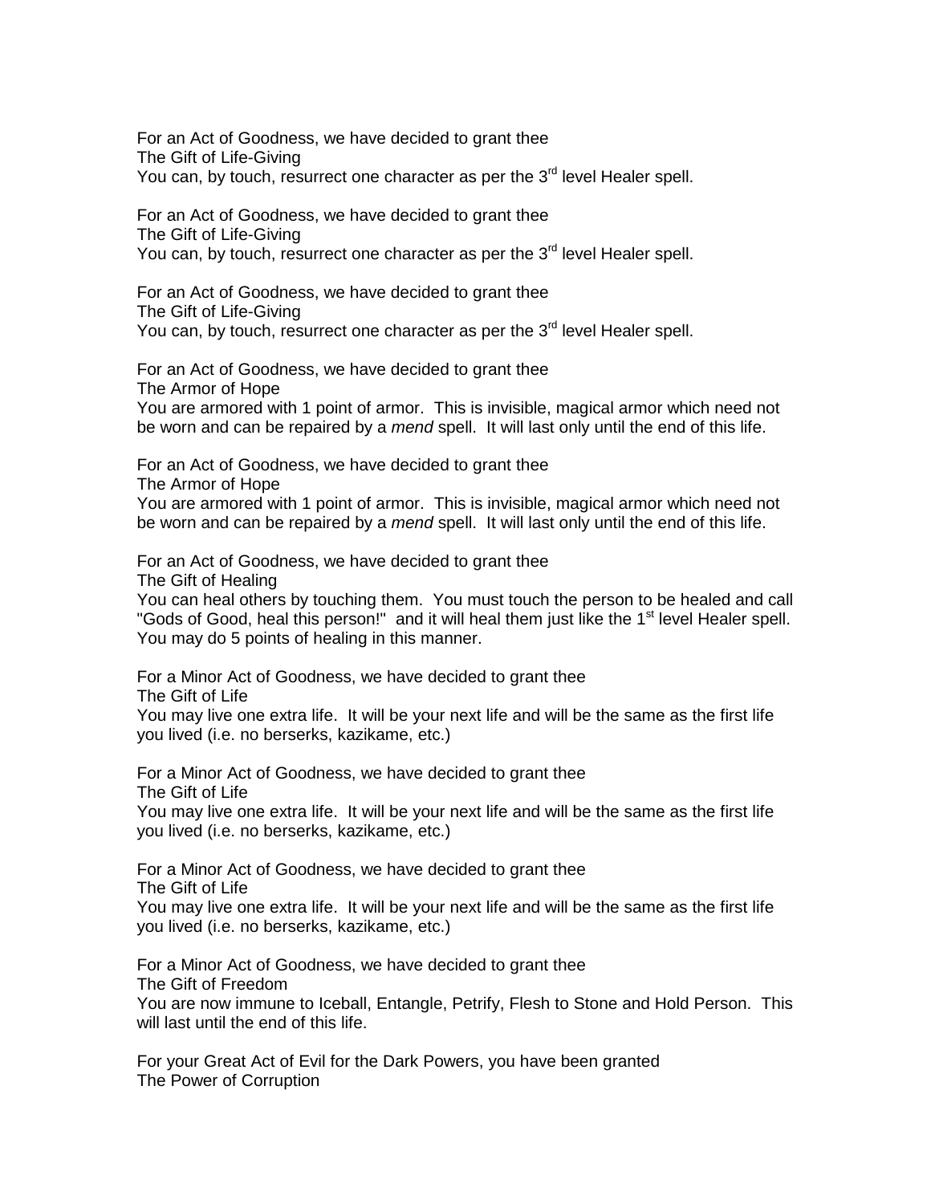For an Act of Goodness, we have decided to grant thee
The Gift of Life-Giving
You can, by touch, resurrect one character as per the 3rd level Healer spell.

For an Act of Goodness, we have decided to grant thee
The Gift of Life-Giving
You can, by touch, resurrect one character as per the 3rd level Healer spell.

For an Act of Goodness, we have decided to grant thee
The Gift of Life-Giving
You can, by touch, resurrect one character as per the 3rd level Healer spell.

For an Act of Goodness, we have decided to grant thee
The Armor of Hope
You are armored with 1 point of armor. This is invisible, magical armor which need not be worn and can be repaired by a *mend* spell. It will last only until the end of this life.

For an Act of Goodness, we have decided to grant thee
The Armor of Hope
You are armored with 1 point of armor. This is invisible, magical armor which need not be worn and can be repaired by a *mend* spell. It will last only until the end of this life.

For an Act of Goodness, we have decided to grant thee
The Gift of Healing
You can heal others by touching them. You must touch the person to be healed and call "Gods of Good, heal this person!" and it will heal them just like the 1st level Healer spell. You may do 5 points of healing in this manner.

For a Minor Act of Goodness, we have decided to grant thee
The Gift of Life
You may live one extra life. It will be your next life and will be the same as the first life you lived (i.e. no berserks, kazikame, etc.)

For a Minor Act of Goodness, we have decided to grant thee
The Gift of Life
You may live one extra life. It will be your next life and will be the same as the first life you lived (i.e. no berserks, kazikame, etc.)

For a Minor Act of Goodness, we have decided to grant thee
The Gift of Life
You may live one extra life. It will be your next life and will be the same as the first life you lived (i.e. no berserks, kazikame, etc.)

For a Minor Act of Goodness, we have decided to grant thee
The Gift of Freedom
You are now immune to Iceball, Entangle, Petrify, Flesh to Stone and Hold Person. This will last until the end of this life.

For your Great Act of Evil for the Dark Powers, you have been granted
The Power of Corruption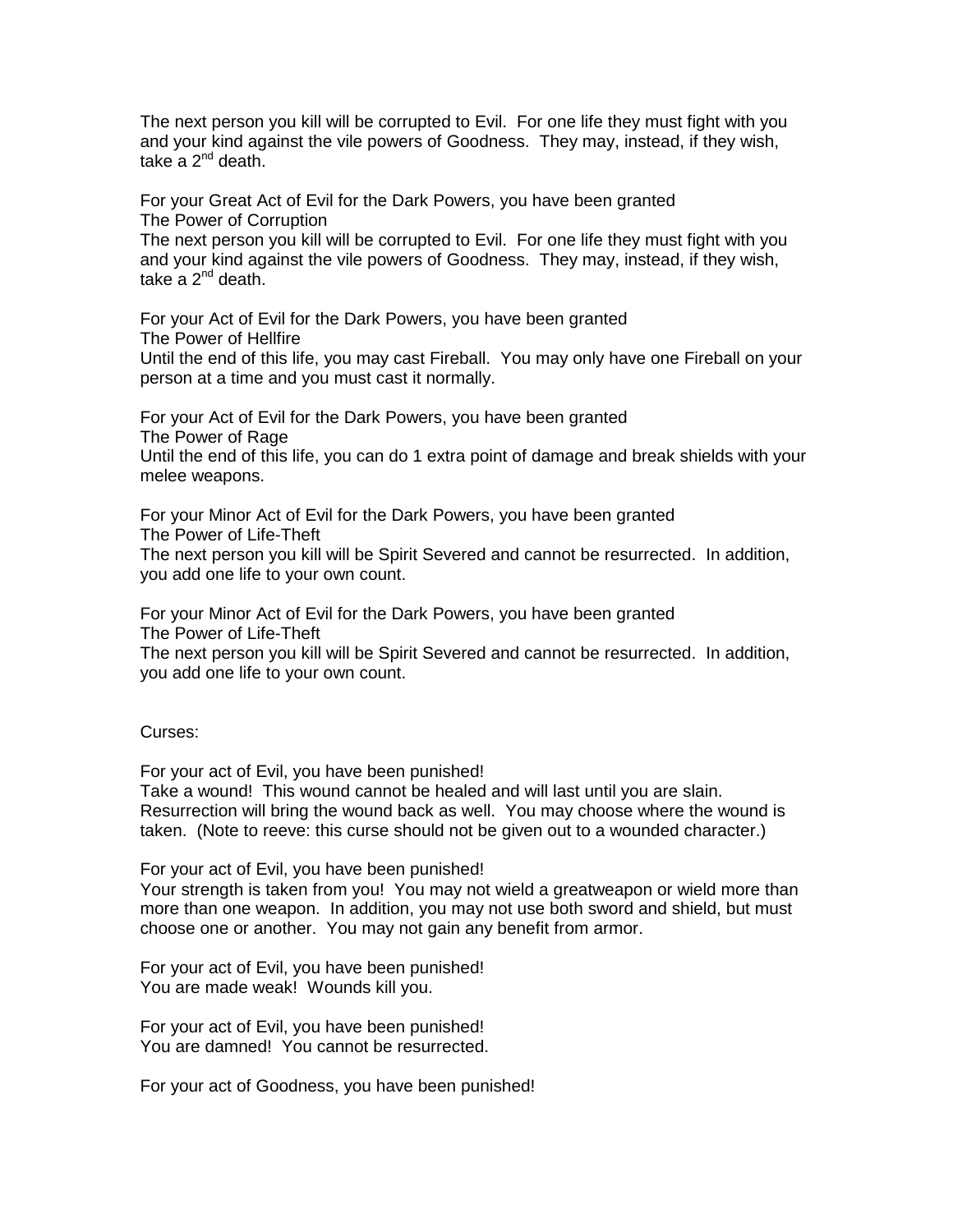The next person you kill will be corrupted to Evil. For one life they must fight with you and your kind against the vile powers of Goodness. They may, instead, if they wish, take a 2nd death.

For your Great Act of Evil for the Dark Powers, you have been granted
The Power of Corruption
The next person you kill will be corrupted to Evil. For one life they must fight with you and your kind against the vile powers of Goodness. They may, instead, if they wish, take a 2nd death.

For your Act of Evil for the Dark Powers, you have been granted
The Power of Hellfire
Until the end of this life, you may cast Fireball. You may only have one Fireball on your person at a time and you must cast it normally.

For your Act of Evil for the Dark Powers, you have been granted
The Power of Rage
Until the end of this life, you can do 1 extra point of damage and break shields with your melee weapons.

For your Minor Act of Evil for the Dark Powers, you have been granted
The Power of Life-Theft
The next person you kill will be Spirit Severed and cannot be resurrected. In addition, you add one life to your own count.

For your Minor Act of Evil for the Dark Powers, you have been granted
The Power of Life-Theft
The next person you kill will be Spirit Severed and cannot be resurrected. In addition, you add one life to your own count.

Curses:

For your act of Evil, you have been punished!
Take a wound! This wound cannot be healed and will last until you are slain. Resurrection will bring the wound back as well. You may choose where the wound is taken. (Note to reeve: this curse should not be given out to a wounded character.)

For your act of Evil, you have been punished!
Your strength is taken from you! You may not wield a greatweapon or wield more than more than one weapon. In addition, you may not use both sword and shield, but must choose one or another. You may not gain any benefit from armor.

For your act of Evil, you have been punished!
You are made weak! Wounds kill you.

For your act of Evil, you have been punished!
You are damned! You cannot be resurrected.

For your act of Goodness, you have been punished!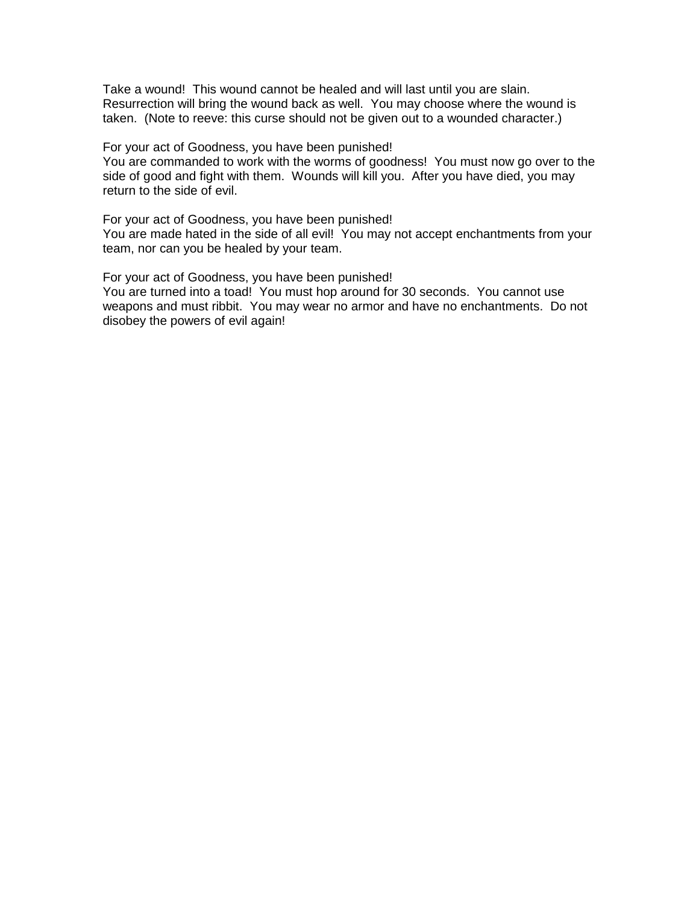Take a wound!  This wound cannot be healed and will last until you are slain.  Resurrection will bring the wound back as well.  You may choose where the wound is taken.  (Note to reeve: this curse should not be given out to a wounded character.)

For your act of Goodness, you have been punished!
You are commanded to work with the worms of goodness!  You must now go over to the side of good and fight with them.  Wounds will kill you.  After you have died, you may return to the side of evil.

For your act of Goodness, you have been punished!
You are made hated in the side of all evil!  You may not accept enchantments from your team, nor can you be healed by your team.

For your act of Goodness, you have been punished!
You are turned into a toad!  You must hop around for 30 seconds.  You cannot use weapons and must ribbit.  You may wear no armor and have no enchantments.  Do not disobey the powers of evil again!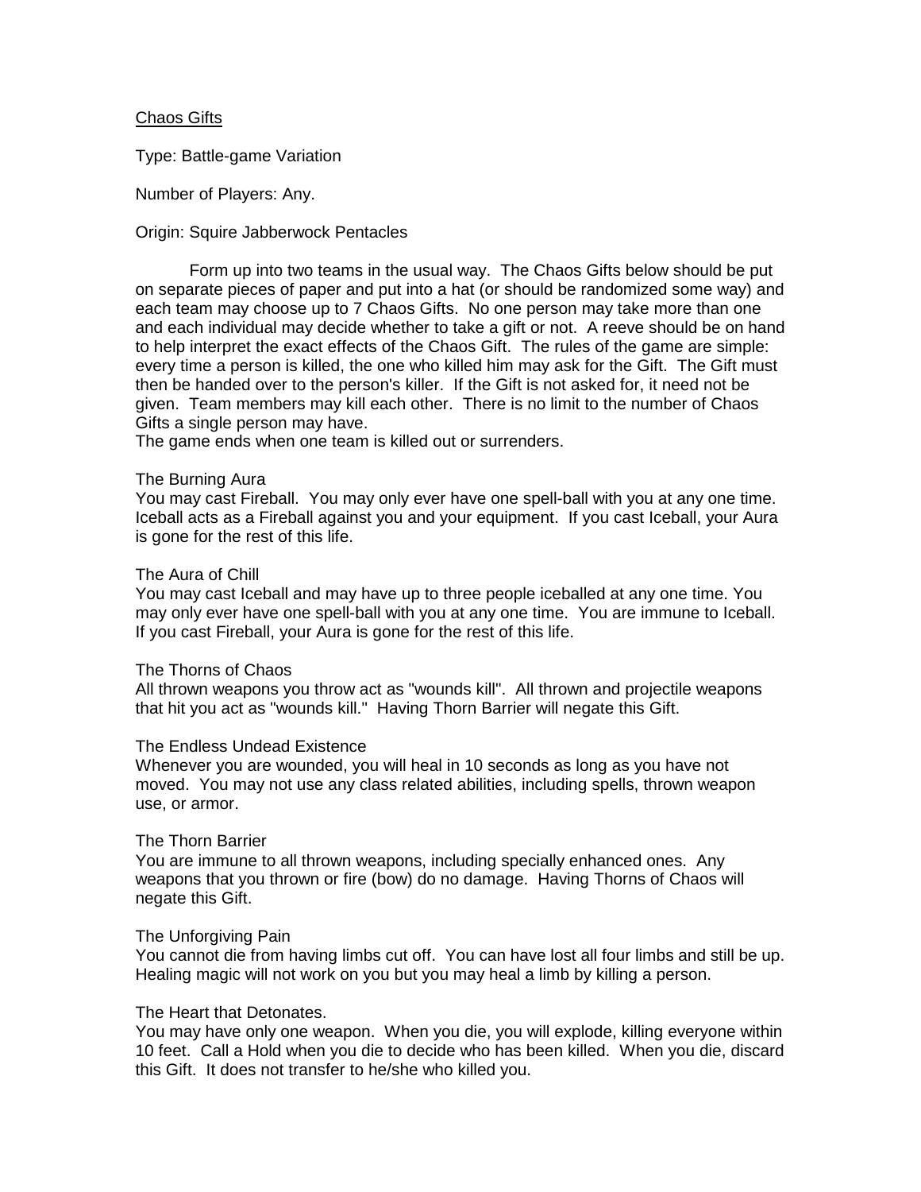## Chaos Gifts

Type: Battle-game Variation

Number of Players: Any.

Origin: Squire Jabberwock Pentacles

Form up into two teams in the usual way. The Chaos Gifts below should be put on separate pieces of paper and put into a hat (or should be randomized some way) and each team may choose up to 7 Chaos Gifts. No one person may take more than one and each individual may decide whether to take a gift or not. A reeve should be on hand to help interpret the exact effects of the Chaos Gift. The rules of the game are simple: every time a person is killed, the one who killed him may ask for the Gift. The Gift must then be handed over to the person's killer. If the Gift is not asked for, it need not be given. Team members may kill each other. There is no limit to the number of Chaos Gifts a single person may have.
The game ends when one team is killed out or surrenders.

The Burning Aura
You may cast Fireball. You may only ever have one spell-ball with you at any one time. Iceball acts as a Fireball against you and your equipment. If you cast Iceball, your Aura is gone for the rest of this life.

The Aura of Chill
You may cast Iceball and may have up to three people iceballed at any one time. You may only ever have one spell-ball with you at any one time. You are immune to Iceball. If you cast Fireball, your Aura is gone for the rest of this life.

The Thorns of Chaos
All thrown weapons you throw act as "wounds kill". All thrown and projectile weapons that hit you act as "wounds kill." Having Thorn Barrier will negate this Gift.

The Endless Undead Existence
Whenever you are wounded, you will heal in 10 seconds as long as you have not moved. You may not use any class related abilities, including spells, thrown weapon use, or armor.

The Thorn Barrier
You are immune to all thrown weapons, including specially enhanced ones. Any weapons that you thrown or fire (bow) do no damage. Having Thorns of Chaos will negate this Gift.

The Unforgiving Pain
You cannot die from having limbs cut off. You can have lost all four limbs and still be up. Healing magic will not work on you but you may heal a limb by killing a person.

The Heart that Detonates.
You may have only one weapon. When you die, you will explode, killing everyone within 10 feet. Call a Hold when you die to decide who has been killed. When you die, discard this Gift. It does not transfer to he/she who killed you.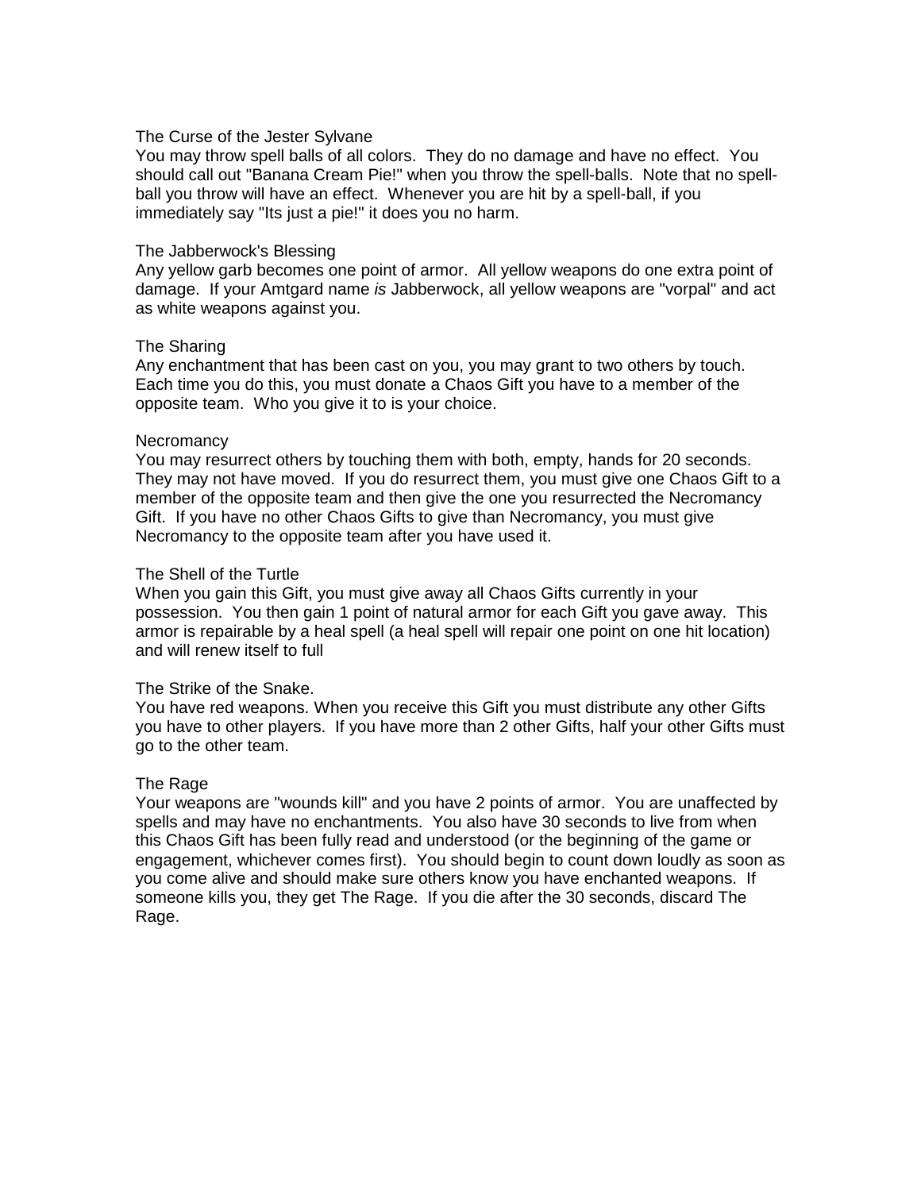### The Curse of the Jester Sylvane

You may throw spell balls of all colors. They do no damage and have no effect. You should call out "Banana Cream Pie!" when you throw the spell-balls. Note that no spell-ball you throw will have an effect. Whenever you are hit by a spell-ball, if you immediately say "Its just a pie!" it does you no harm.

### The Jabberwock's Blessing

Any yellow garb becomes one point of armor. All yellow weapons do one extra point of damage. If your Amtgard name *is* Jabberwock, all yellow weapons are "vorpal" and act as white weapons against you.

### The Sharing

Any enchantment that has been cast on you, you may grant to two others by touch. Each time you do this, you must donate a Chaos Gift you have to a member of the opposite team. Who you give it to is your choice.

### Necromancy

You may resurrect others by touching them with both, empty, hands for 20 seconds. They may not have moved. If you do resurrect them, you must give one Chaos Gift to a member of the opposite team and then give the one you resurrected the Necromancy Gift. If you have no other Chaos Gifts to give than Necromancy, you must give Necromancy to the opposite team after you have used it.

### The Shell of the Turtle

When you gain this Gift, you must give away all Chaos Gifts currently in your possession. You then gain 1 point of natural armor for each Gift you gave away. This armor is repairable by a heal spell (a heal spell will repair one point on one hit location) and will renew itself to full

### The Strike of the Snake.

You have red weapons. When you receive this Gift you must distribute any other Gifts you have to other players. If you have more than 2 other Gifts, half your other Gifts must go to the other team.

### The Rage

Your weapons are "wounds kill" and you have 2 points of armor. You are unaffected by spells and may have no enchantments. You also have 30 seconds to live from when this Chaos Gift has been fully read and understood (or the beginning of the game or engagement, whichever comes first). You should begin to count down loudly as soon as you come alive and should make sure others know you have enchanted weapons. If someone kills you, they get The Rage. If you die after the 30 seconds, discard The Rage.